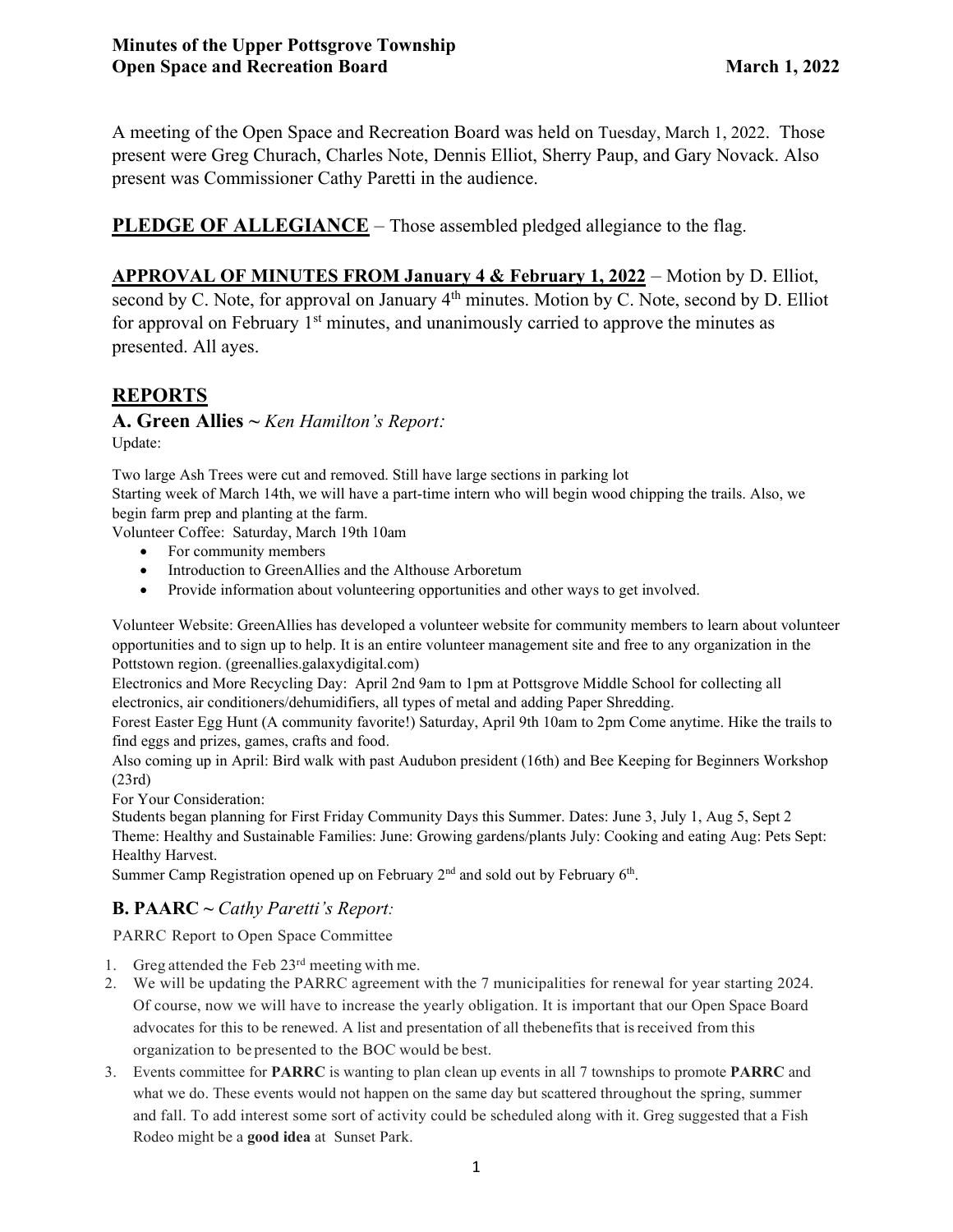**Minutes of the Upper Pottsgrove Township**
**Open Space and Recreation Board** **March 1, 2022**

A meeting of the Open Space and Recreation Board was held on Tuesday, March 1, 2022. Those present were Greg Churach, Charles Note, Dennis Elliot, Sherry Paup, and Gary Novack. Also present was Commissioner Cathy Paretti in the audience.

**PLEDGE OF ALLEGIANCE** – Those assembled pledged allegiance to the flag.

**APPROVAL OF MINUTES FROM January 4 & February 1, 2022** – Motion by D. Elliot, second by C. Note, for approval on January 4th minutes. Motion by C. Note, second by D. Elliot for approval on February 1st minutes, and unanimously carried to approve the minutes as presented. All ayes.

## REPORTS

### A. Green Allies ~ *Ken Hamilton's Report:*

Update:

Two large Ash Trees were cut and removed. Still have large sections in parking lot

Starting week of March 14th, we will have a part-time intern who will begin wood chipping the trails. Also, we begin farm prep and planting at the farm.

Volunteer Coffee: Saturday, March 19th 10am

- For community members
- Introduction to GreenAllies and the Althouse Arboretum
- Provide information about volunteering opportunities and other ways to get involved.

Volunteer Website: GreenAllies has developed a volunteer website for community members to learn about volunteer opportunities and to sign up to help. It is an entire volunteer management site and free to any organization in the Pottstown region. (greenallies.galaxydigital.com)

Electronics and More Recycling Day: April 2nd 9am to 1pm at Pottsgrove Middle School for collecting all electronics, air conditioners/dehumidifiers, all types of metal and adding Paper Shredding.

Forest Easter Egg Hunt (A community favorite!) Saturday, April 9th 10am to 2pm Come anytime. Hike the trails to find eggs and prizes, games, crafts and food.

Also coming up in April: Bird walk with past Audubon president (16th) and Bee Keeping for Beginners Workshop (23rd)

For Your Consideration:

Students began planning for First Friday Community Days this Summer. Dates: June 3, July 1, Aug 5, Sept 2

Theme: Healthy and Sustainable Families: June: Growing gardens/plants July: Cooking and eating Aug: Pets Sept: Healthy Harvest.

Summer Camp Registration opened up on February 2nd and sold out by February 6th.

### B. PAARC ~ *Cathy Paretti's Report:*

PARRC Report to Open Space Committee

1. Greg attended the Feb 23rd meeting with me.
2. We will be updating the PARRC agreement with the 7 municipalities for renewal for year starting 2024. Of course, now we will have to increase the yearly obligation. It is important that our Open Space Board advocates for this to be renewed. A list and presentation of all thebenefits that is received from this organization to be presented to the BOC would be best.
3. Events committee for **PARRC** is wanting to plan clean up events in all 7 townships to promote **PARRC** and what we do. These events would not happen on the same day but scattered throughout the spring, summer and fall. To add interest some sort of activity could be scheduled along with it. Greg suggested that a Fish Rodeo might be a **good idea** at Sunset Park.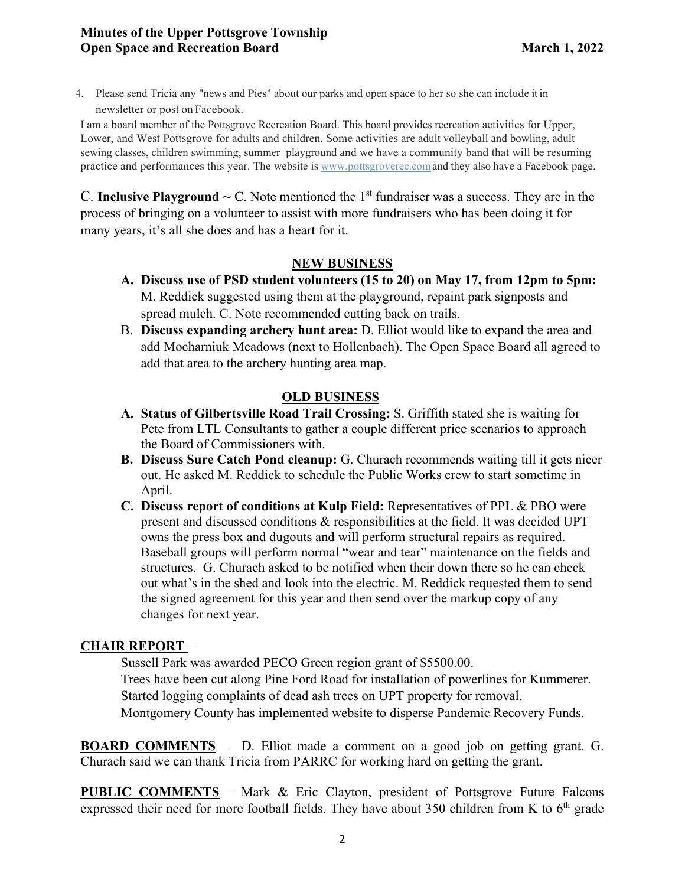4. Please send Tricia any "news and Pies" about our parks and open space to her so she can include it in newsletter or post on Facebook.

I am a board member of the Pottsgrove Recreation Board. This board provides recreation activities for Upper, Lower, and West Pottsgrove for adults and children. Some activities are adult volleyball and bowling, adult sewing classes, children swimming, summer playground and we have a community band that will be resuming practice and performances this year. The website is www.pottsgroverec.com and they also have a Facebook page.

C. **Inclusive Playground** ~ C. Note mentioned the 1st fundraiser was a success. They are in the process of bringing on a volunteer to assist with more fundraisers who has been doing it for many years, it's all she does and has a heart for it.

## NEW BUSINESS

A. **Discuss use of PSD student volunteers (15 to 20) on May 17, from 12pm to 5pm:** M. Reddick suggested using them at the playground, repaint park signposts and spread mulch. C. Note recommended cutting back on trails.

B. **Discuss expanding archery hunt area:** D. Elliot would like to expand the area and add Mocharniuk Meadows (next to Hollenbach). The Open Space Board all agreed to add that area to the archery hunting area map.

## OLD BUSINESS

A. **Status of Gilbertsville Road Trail Crossing:** S. Griffith stated she is waiting for Pete from LTL Consultants to gather a couple different price scenarios to approach the Board of Commissioners with.

B. **Discuss Sure Catch Pond cleanup:** G. Church recommends waiting till it gets nicer out. He asked M. Reddick to schedule the Public Works crew to start sometime in April.

C. **Discuss report of conditions at Kulp Field:** Representatives of PPL & PBO were present and discussed conditions & responsibilities at the field. It was decided UPT owns the press box and dugouts and will perform structural repairs as required. Baseball groups will perform normal "wear and tear" maintenance on the fields and structures. G. Church asked to be notified when their down there so he can check out what's in the shed and look into the electric. M. Reddick requested them to send the signed agreement for this year and then send over the markup copy of any changes for next year.

**CHAIR REPORT** –

Sussell Park was awarded PECO Green region grant of $5500.00.
Trees have been cut along Pine Ford Road for installation of powerlines for Kummerer.
Started logging complaints of dead ash trees on UPT property for removal.
Montgomery County has implemented website to disperse Pandemic Recovery Funds.

**BOARD COMMENTS** – D. Elliot made a comment on a good job on getting grant. G. Church said we can thank Tricia from PARRC for working hard on getting the grant.

**PUBLIC COMMENTS** – Mark & Eric Clayton, president of Pottsgrove Future Falcons expressed their need for more football fields. They have about 350 children from K to 6th grade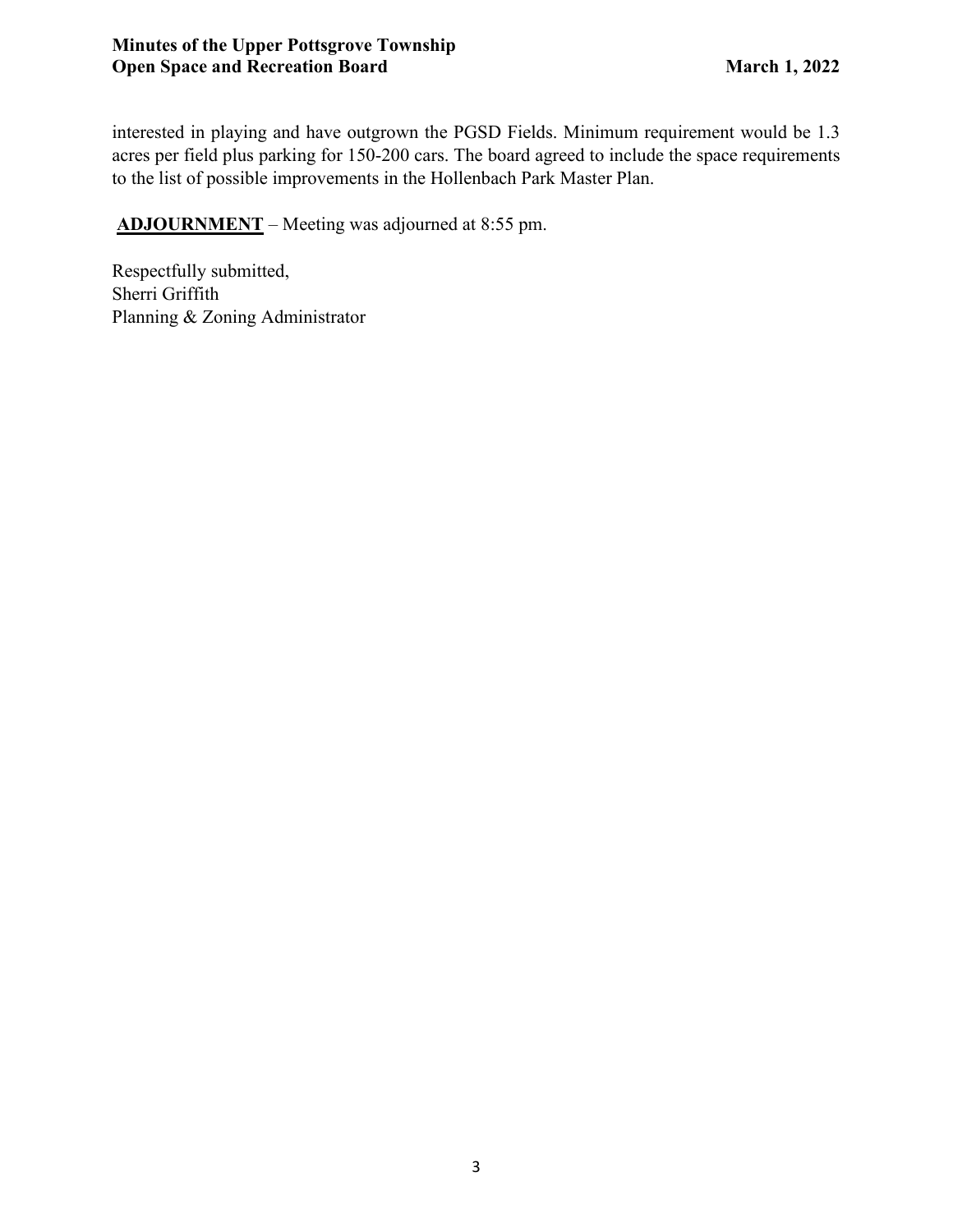interested in playing and have outgrown the PGSD Fields. Minimum requirement would be 1.3 acres per field plus parking for 150-200 cars. The board agreed to include the space requirements to the list of possible improvements in the Hollenbach Park Master Plan.

**ADJOURNMENT** – Meeting was adjourned at 8:55 pm.

Respectfully submitted,
Sherri Griffith
Planning & Zoning Administrator